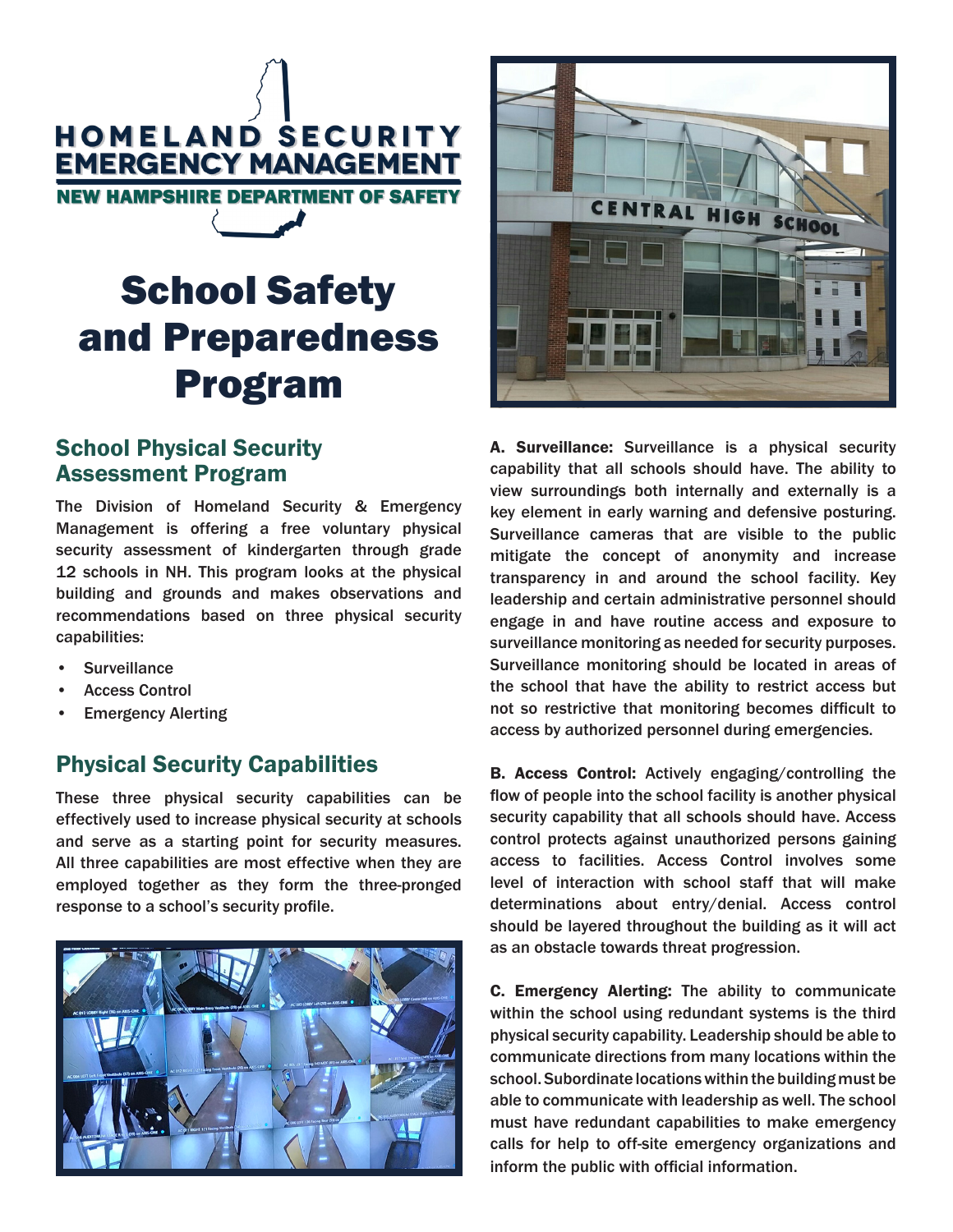HOMELAND SECURITY EMERGENCY MANAGEMENT

NEW HAMPSHIRE DEPARTMENT OF SAFETY

# School Safety and Preparedness Program

## School Physical Security Assessment Program

The Division of Homeland Security & Emergency Management is offering a free voluntary physical security assessment of kindergarten through grade 12 schools in NH. This program looks at the physical building and grounds and makes observations and recommendations based on three physical security capabilities:

- Surveillance
- Access Control
- Emergency Alerting

## Physical Security Capabilities

These three physical security capabilities can be effectively used to increase physical security at schools and serve as a starting point for security measures. All three capabilities are most effective when they are employed together as they form the three-pronged response to a school's security profile.

**A. Surveillance:** Surveillance is a physical security capability that all schools should have. The ability to view surroundings both internally and externally is a key element in early warning and defensive posturing. Surveillance cameras that are visible to the public mitigate the concept of anonymity and increase transparency in and around the school facility. Key leadership and certain administrative personnel should engage in and have routine access and exposure to surveillance monitoring as needed for security purposes. Surveillance monitoring should be located in areas of the school that have the ability to restrict access but not so restrictive that monitoring becomes difficult to access by authorized personnel during emergencies.

**B. Access Control:** Actively engaging/controlling the flow of people into the school facility is another physical security capability that all schools should have. Access control protects against unauthorized persons gaining access to facilities. Access Control involves some level of interaction with school staff that will make determinations about entry/denial. Access control should be layered throughout the building as it will act as an obstacle towards threat progression.

**C. Emergency Alerting:** The ability to communicate within the school using redundant systems is the third physical security capability. Leadership should be able to communicate directions from many locations within the school. Subordinate locations within the building must be able to communicate with leadership as well. The school must have redundant capabilities to make emergency calls for help to off-site emergency organizations and inform the public with official information.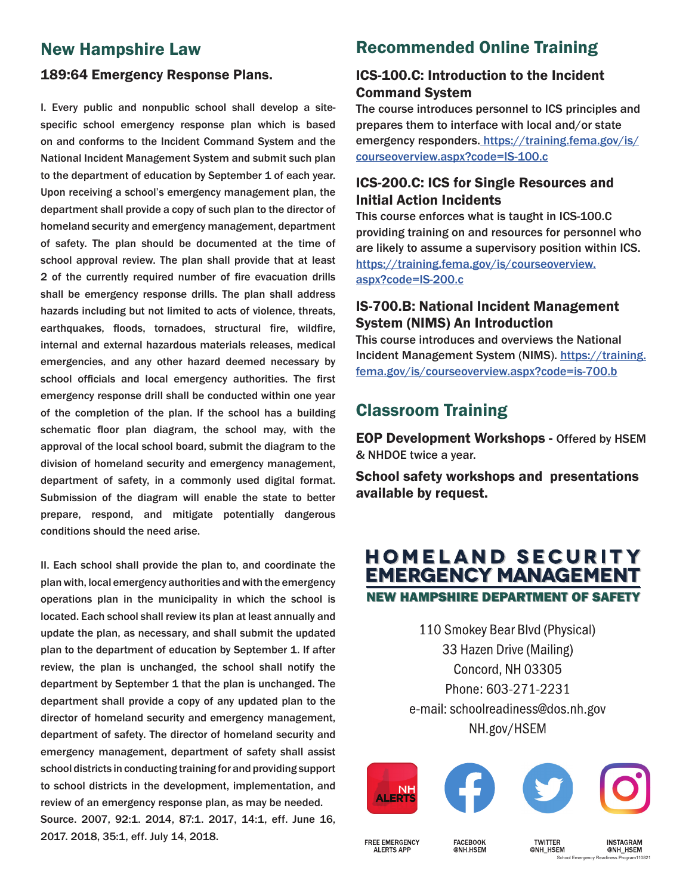## New Hampshire Law

### 189:64 Emergency Response Plans.

I. Every public and nonpublic school shall develop a site-specific school emergency response plan which is based on and conforms to the Incident Command System and the National Incident Management System and submit such plan to the department of education by September 1 of each year. Upon receiving a school's emergency management plan, the department shall provide a copy of such plan to the director of homeland security and emergency management, department of safety. The plan should be documented at the time of school approval review. The plan shall provide that at least 2 of the currently required number of fire evacuation drills shall be emergency response drills. The plan shall address hazards including but not limited to acts of violence, threats, earthquakes, floods, tornadoes, structural fire, wildfire, internal and external hazardous materials releases, medical emergencies, and any other hazard deemed necessary by school officials and local emergency authorities. The first emergency response drill shall be conducted within one year of the completion of the plan. If the school has a building schematic floor plan diagram, the school may, with the approval of the local school board, submit the diagram to the division of homeland security and emergency management, department of safety, in a commonly used digital format. Submission of the diagram will enable the state to better prepare, respond, and mitigate potentially dangerous conditions should the need arise.

II. Each school shall provide the plan to, and coordinate the plan with, local emergency authorities and with the emergency operations plan in the municipality in which the school is located. Each school shall review its plan at least annually and update the plan, as necessary, and shall submit the updated plan to the department of education by September 1. If after review, the plan is unchanged, the school shall notify the department by September 1 that the plan is unchanged. The department shall provide a copy of any updated plan to the director of homeland security and emergency management, department of safety. The director of homeland security and emergency management, department of safety shall assist school districts in conducting training for and providing support to school districts in the development, implementation, and review of an emergency response plan, as may be needed.

Source. 2007, 92:1. 2014, 87:1. 2017, 14:1, eff. June 16, 2017. 2018, 35:1, eff. July 14, 2018.

## Recommended Online Training

### ICS-100.C: Introduction to the Incident Command System

The course introduces personnel to ICS principles and prepares them to interface with local and/or state emergency responders. https://training.fema.gov/is/courseoverview.aspx?code=IS-100.c

### ICS-200.C: ICS for Single Resources and Initial Action Incidents

This course enforces what is taught in ICS-100.C providing training on and resources for personnel who are likely to assume a supervisory position within ICS. https://training.fema.gov/is/courseoverview.aspx?code=IS-200.c

### IS-700.B: National Incident Management System (NIMS) An Introduction

This course introduces and overviews the National Incident Management System (NIMS). https://training.fema.gov/is/courseoverview.aspx?code=is-700.b

## Classroom Training

**EOP Development Workshops** - Offered by HSEM & NHDOE twice a year.

**School safety workshops and presentations available by request.**

**HOMELAND SECURITY EMERGENCY MANAGEMENT**
**NEW HAMPSHIRE DEPARTMENT OF SAFETY**

110 Smokey Bear Blvd (Physical)
33 Hazen Drive (Mailing)
Concord, NH 03305
Phone: 603-271-2231
e-mail: schoolreadiness@dos.nh.gov
NH.gov/HSEM

FREE EMERGENCY ALERTS APP

FACEBOOK @NH.HSEM

TWITTER @NH_HSEM

INSTAGRAM @NH_HSEM

School Emergency Readiness Program110821